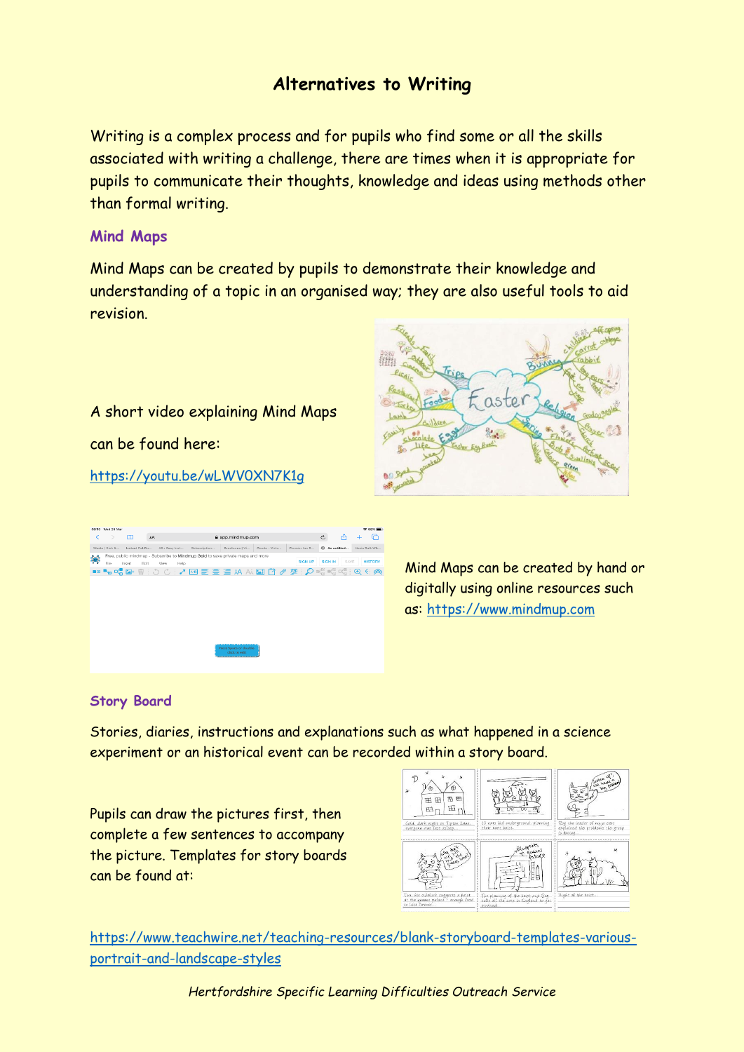# Alternatives to Writing

Writing is a complex process and for pupils who find some or all the skills associated with writing a challenge, there are times when it is appropriate for pupils to communicate their thoughts, knowledge and ideas using methods other than formal writing.

## Mind Maps

Mind Maps can be created by pupils to demonstrate their knowledge and understanding of a topic in an organised way; they are also useful tools to aid revision.

A short video explaining Mind Maps can be found here:

https://youtu.be/wLWV0XN7K1g

Mind Maps can be created by hand or digitally using online resources such as: https://www.mindmup.com

## Story Board

Stories, diaries, instructions and explanations such as what happened in a science experiment or an historical event can be recorded within a story board.

Pupils can draw the pictures first, then complete a few sentences to accompany the picture. Templates for story boards can be found at:

https://www.teachwire.net/teaching-resources/blank-storyboard-templates-various-portrait-and-landscape-styles

*Hertfordshire Specific Learning Difficulties Outreach Service*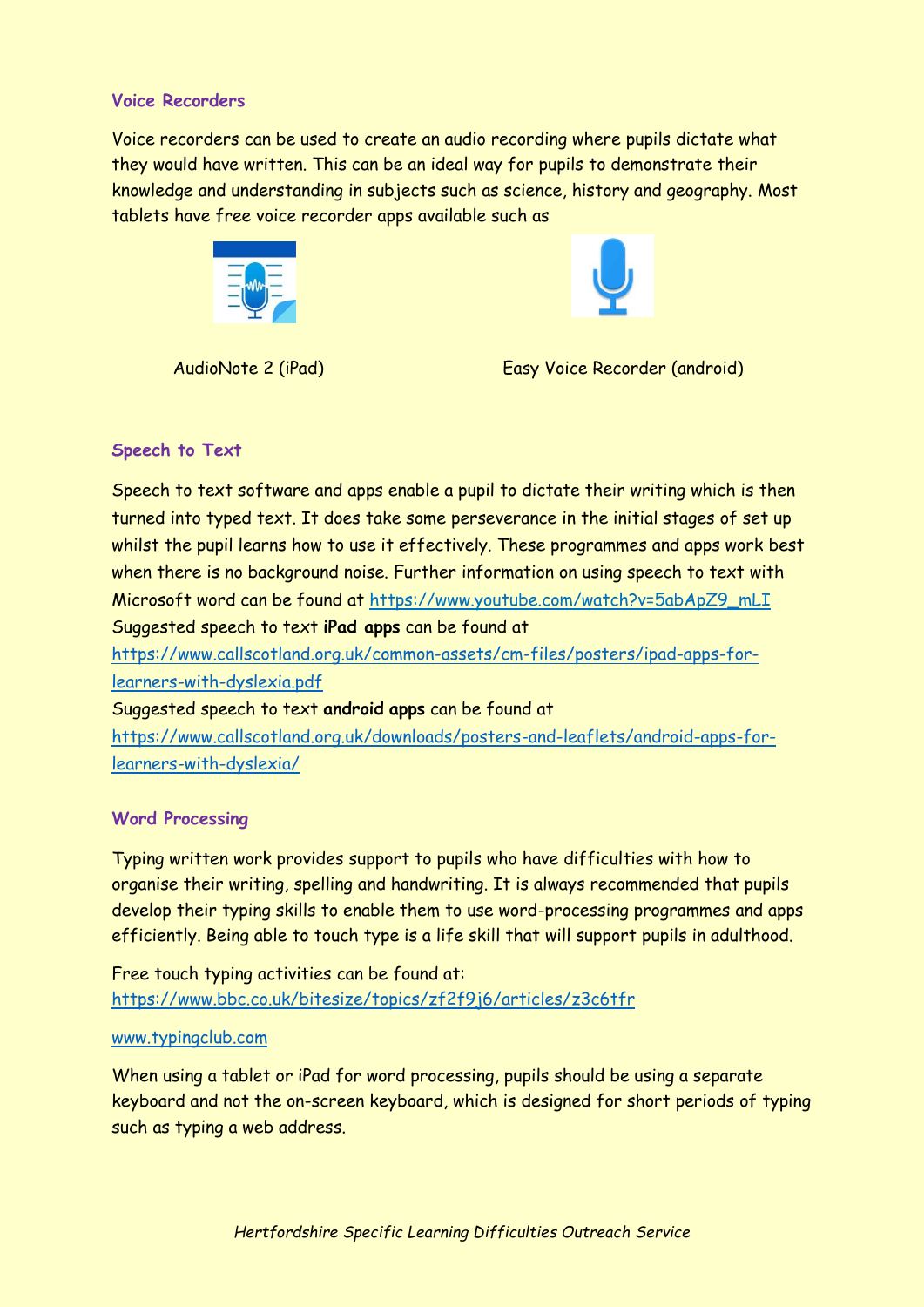### Voice Recorders

Voice recorders can be used to create an audio recording where pupils dictate what they would have written. This can be an ideal way for pupils to demonstrate their knowledge and understanding in subjects such as science, history and geography. Most tablets have free voice recorder apps available such as

AudioNote 2 (iPad)

Easy Voice Recorder (android)

### Speech to Text

Speech to text software and apps enable a pupil to dictate their writing which is then turned into typed text. It does take some perseverance in the initial stages of set up whilst the pupil learns how to use it effectively. These programmes and apps work best when there is no background noise. Further information on using speech to text with Microsoft word can be found at https://www.youtube.com/watch?v=5abApZ9_mLI
Suggested speech to text **iPad apps** can be found at
https://www.callscotland.org.uk/common-assets/cm-files/posters/ipad-apps-for-learners-with-dyslexia.pdf
Suggested speech to text **android apps** can be found at
https://www.callscotland.org.uk/downloads/posters-and-leaflets/android-apps-for-learners-with-dyslexia/

### Word Processing

Typing written work provides support to pupils who have difficulties with how to organise their writing, spelling and handwriting. It is always recommended that pupils develop their typing skills to enable them to use word-processing programmes and apps efficiently. Being able to touch type is a life skill that will support pupils in adulthood.

Free touch typing activities can be found at:
https://www.bbc.co.uk/bitesize/topics/zf2f9j6/articles/z3c6tfr

www.typingclub.com

When using a tablet or iPad for word processing, pupils should be using a separate keyboard and not the on-screen keyboard, which is designed for short periods of typing such as typing a web address.